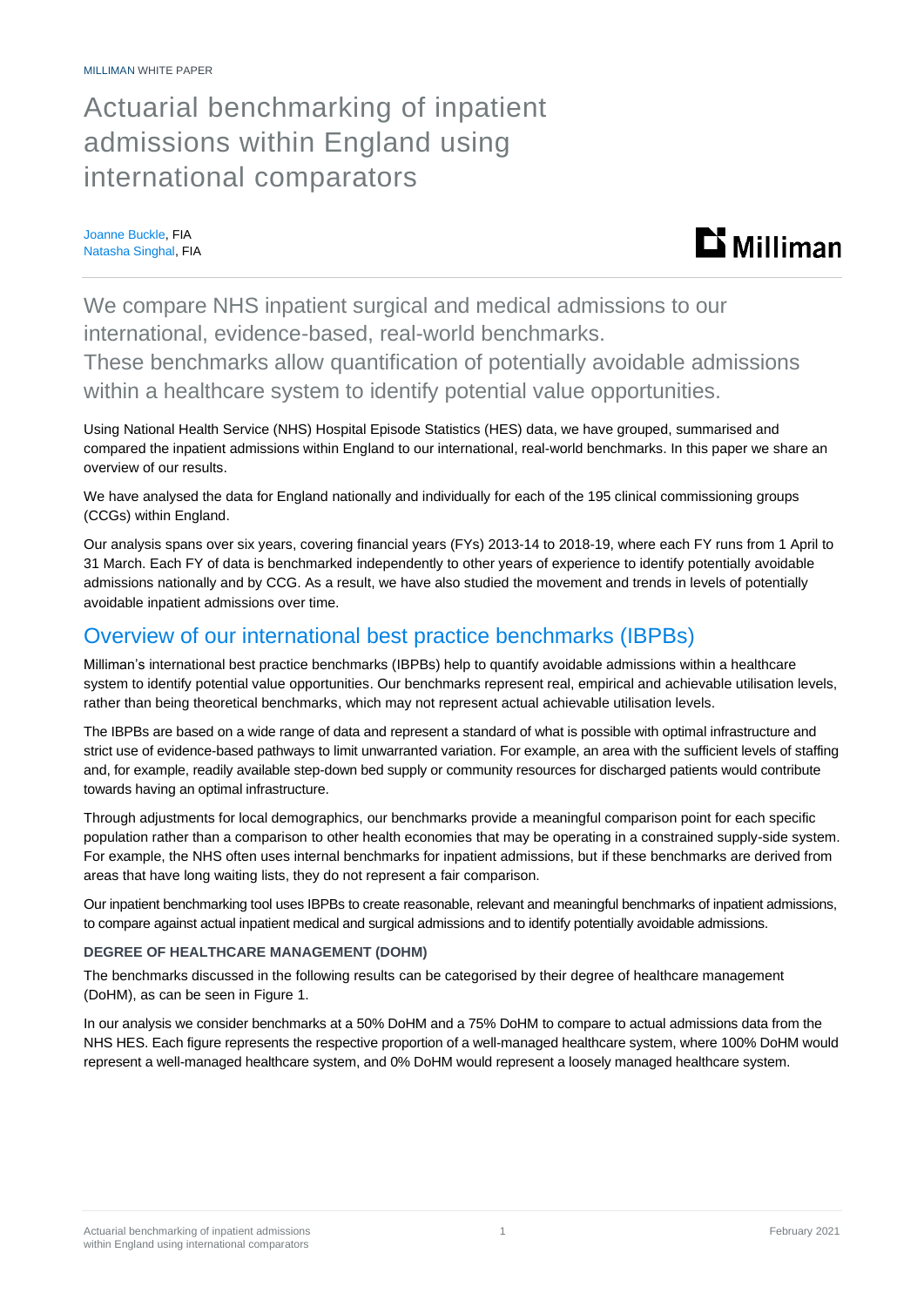MILLIMAN WHITE PAPER

# Actuarial benchmarking of inpatient admissions within England using international comparators

Joanne Buckle, FIA
Natasha Singhal, FIA

We compare NHS inpatient surgical and medical admissions to our international, evidence-based, real-world benchmarks. These benchmarks allow quantification of potentially avoidable admissions within a healthcare system to identify potential value opportunities.

Using National Health Service (NHS) Hospital Episode Statistics (HES) data, we have grouped, summarised and compared the inpatient admissions within England to our international, real-world benchmarks. In this paper we share an overview of our results.

We have analysed the data for England nationally and individually for each of the 195 clinical commissioning groups (CCGs) within England.

Our analysis spans over six years, covering financial years (FYs) 2013-14 to 2018-19, where each FY runs from 1 April to 31 March. Each FY of data is benchmarked independently to other years of experience to identify potentially avoidable admissions nationally and by CCG. As a result, we have also studied the movement and trends in levels of potentially avoidable inpatient admissions over time.

## Overview of our international best practice benchmarks (IBPBs)

Milliman's international best practice benchmarks (IBPBs) help to quantify avoidable admissions within a healthcare system to identify potential value opportunities. Our benchmarks represent real, empirical and achievable utilisation levels, rather than being theoretical benchmarks, which may not represent actual achievable utilisation levels.

The IBPBs are based on a wide range of data and represent a standard of what is possible with optimal infrastructure and strict use of evidence-based pathways to limit unwarranted variation. For example, an area with the sufficient levels of staffing and, for example, readily available step-down bed supply or community resources for discharged patients would contribute towards having an optimal infrastructure.

Through adjustments for local demographics, our benchmarks provide a meaningful comparison point for each specific population rather than a comparison to other health economies that may be operating in a constrained supply-side system. For example, the NHS often uses internal benchmarks for inpatient admissions, but if these benchmarks are derived from areas that have long waiting lists, they do not represent a fair comparison.

Our inpatient benchmarking tool uses IBPBs to create reasonable, relevant and meaningful benchmarks of inpatient admissions, to compare against actual inpatient medical and surgical admissions and to identify potentially avoidable admissions.

### DEGREE OF HEALTHCARE MANAGEMENT (DOHM)

The benchmarks discussed in the following results can be categorised by their degree of healthcare management (DoHM), as can be seen in Figure 1.

In our analysis we consider benchmarks at a 50% DoHM and a 75% DoHM to compare to actual admissions data from the NHS HES. Each figure represents the respective proportion of a well-managed healthcare system, where 100% DoHM would represent a well-managed healthcare system, and 0% DoHM would represent a loosely managed healthcare system.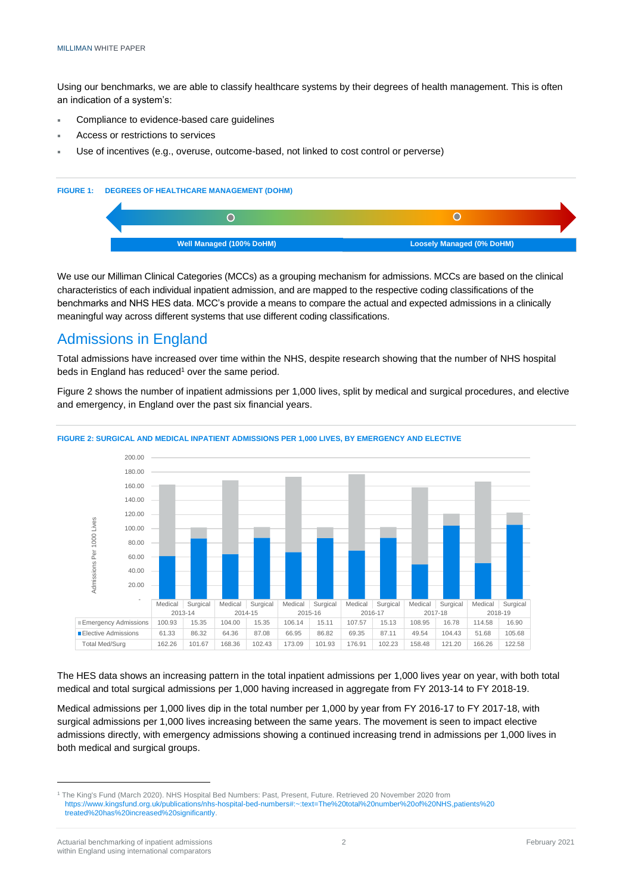Using our benchmarks, we are able to classify healthcare systems by their degrees of health management. This is often an indication of a system's:

- Compliance to evidence-based care guidelines
- Access or restrictions to services
- Use of incentives (e.g., overuse, outcome-based, not linked to cost control or perverse)

**FIGURE 1: DEGREES OF HEALTHCARE MANAGEMENT (DOHM)**

| Well Managed (100% DoHM) | Loosely Managed (0% DoHM) |
|---|---|

We use our Milliman Clinical Categories (MCCs) as a grouping mechanism for admissions. MCCs are based on the clinical characteristics of each individual inpatient admission, and are mapped to the respective coding classifications of the benchmarks and NHS HES data. MCC's provide a means to compare the actual and expected admissions in a clinically meaningful way across different systems that use different coding classifications.

## Admissions in England

Total admissions have increased over time within the NHS, despite research showing that the number of NHS hospital beds in England has reduced[1] over the same period.

Figure 2 shows the number of inpatient admissions per 1,000 lives, split by medical and surgical procedures, and elective and emergency, in England over the past six financial years.

**FIGURE 2: SURGICAL AND MEDICAL INPATIENT ADMISSIONS PER 1,000 LIVES, BY EMERGENCY AND ELECTIVE**

| | 2013-14 | | 2014-15 | | 2015-16 | | 2016-17 | | 2017-18 | | 2018-19 | |
|---|---|---|---|---|---|---|---|---|---|---|---|---|
| | Medical | Surgical | Medical | Surgical | Medical | Surgical | Medical | Surgical | Medical | Surgical | Medical | Surgical |
| Emergency Admissions | 100.93 | 15.35 | 104.00 | 15.35 | 106.14 | 15.11 | 107.57 | 15.13 | 108.95 | 16.78 | 114.58 | 16.90 |
| Elective Admissions | 61.33 | 86.32 | 64.36 | 87.08 | 66.95 | 86.82 | 69.35 | 87.11 | 49.54 | 104.43 | 51.68 | 105.68 |
| Total Med/Surg | 162.26 | 101.67 | 168.36 | 102.43 | 173.09 | 101.93 | 176.91 | 102.23 | 158.48 | 121.20 | 166.26 | 122.58 |

The HES data shows an increasing pattern in the total inpatient admissions per 1,000 lives year on year, with both total medical and total surgical admissions per 1,000 having increased in aggregate from FY 2013-14 to FY 2018-19.

Medical admissions per 1,000 lives dip in the total number per 1,000 by year from FY 2016-17 to FY 2017-18, with surgical admissions per 1,000 lives increasing between the same years. The movement is seen to impact elective admissions directly, with emergency admissions showing a continued increasing trend in admissions per 1,000 lives in both medical and surgical groups.

---

[1] The King's Fund (March 2020). NHS Hospital Bed Numbers: Past, Present, Future. Retrieved 20 November 2020 from https://www.kingsfund.org.uk/publications/nhs-hospital-bed-numbers#:~:text=The%20total%20number%20of%20NHS,patients%20treated%20has%20increased%20significantly.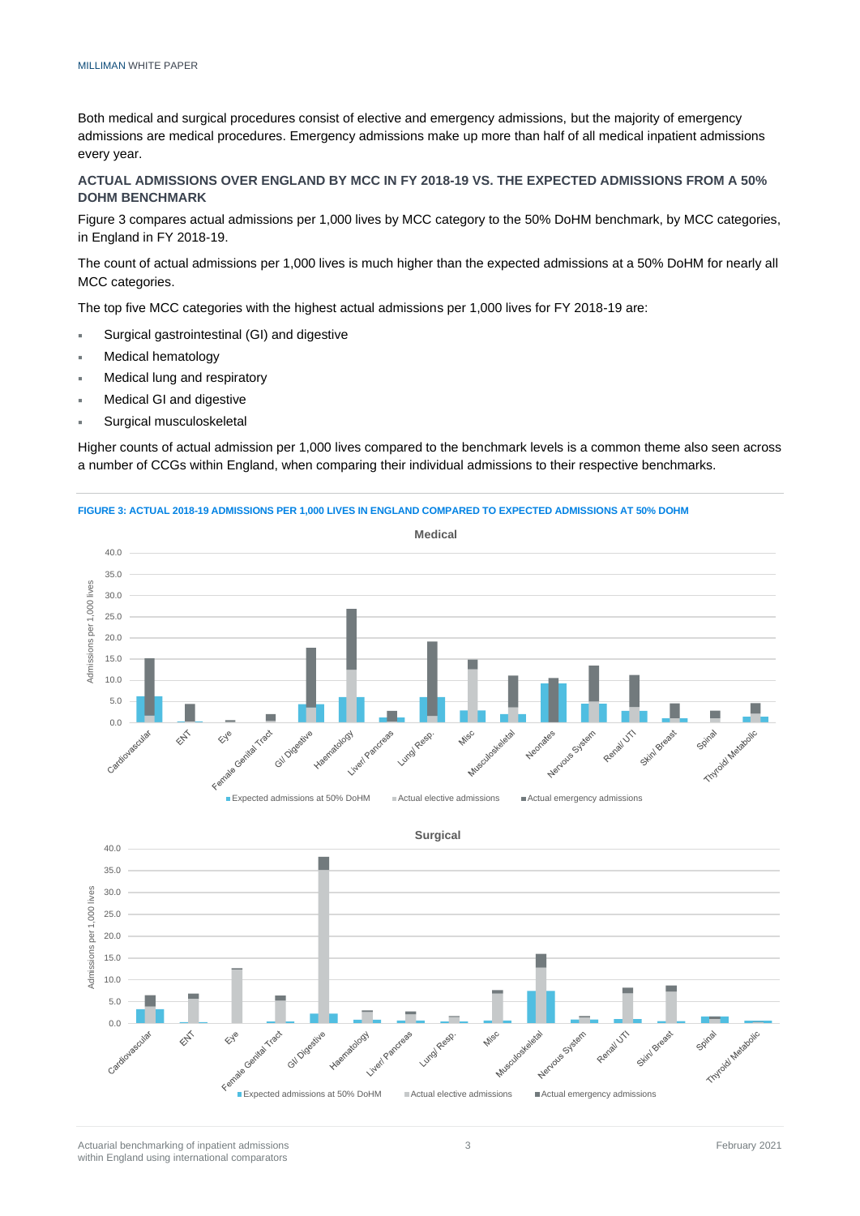Both medical and surgical procedures consist of elective and emergency admissions, but the majority of emergency admissions are medical procedures. Emergency admissions make up more than half of all medical inpatient admissions every year.

### ACTUAL ADMISSIONS OVER ENGLAND BY MCC IN FY 2018-19 VS. THE EXPECTED ADMISSIONS FROM A 50% DOHM BENCHMARK

Figure 3 compares actual admissions per 1,000 lives by MCC category to the 50% DoHM benchmark, by MCC categories, in England in FY 2018-19.

The count of actual admissions per 1,000 lives is much higher than the expected admissions at a 50% DoHM for nearly all MCC categories.

The top five MCC categories with the highest actual admissions per 1,000 lives for FY 2018-19 are:

- Surgical gastrointestinal (GI) and digestive
- Medical hematology
- Medical lung and respiratory
- Medical GI and digestive
- Surgical musculoskeletal

Higher counts of actual admission per 1,000 lives compared to the benchmark levels is a common theme also seen across a number of CCGs within England, when comparing their individual admissions to their respective benchmarks.

**FIGURE 3: ACTUAL 2018-19 ADMISSIONS PER 1,000 LIVES IN ENGLAND COMPARED TO EXPECTED ADMISSIONS AT 50% DOHM**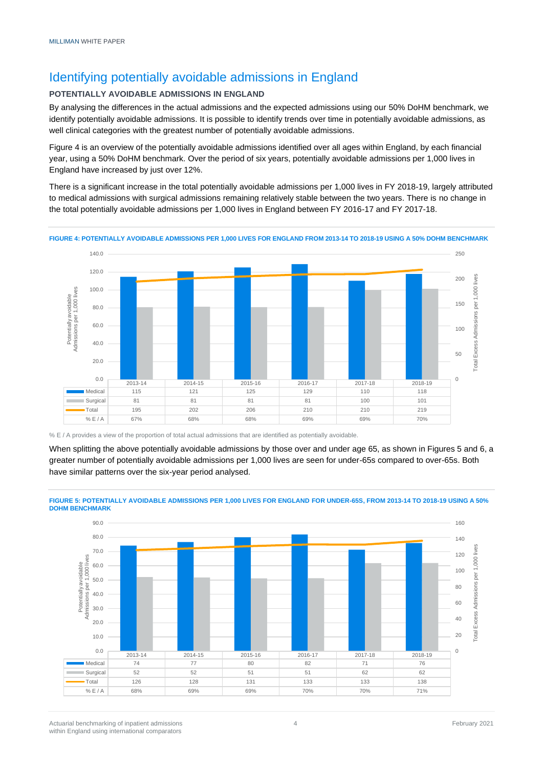## Identifying potentially avoidable admissions in England

### POTENTIALLY AVOIDABLE ADMISSIONS IN ENGLAND

By analysing the differences in the actual admissions and the expected admissions using our 50% DoHM benchmark, we identify potentially avoidable admissions. It is possible to identify trends over time in potentially avoidable admissions, as well clinical categories with the greatest number of potentially avoidable admissions.

Figure 4 is an overview of the potentially avoidable admissions identified over all ages within England, by each financial year, using a 50% DoHM benchmark. Over the period of six years, potentially avoidable admissions per 1,000 lives in England have increased by just over 12%.

There is a significant increase in the total potentially avoidable admissions per 1,000 lives in FY 2018-19, largely attributed to medical admissions with surgical admissions remaining relatively stable between the two years. There is no change in the total potentially avoidable admissions per 1,000 lives in England between FY 2016-17 and FY 2017-18.

**FIGURE 4: POTENTIALLY AVOIDABLE ADMISSIONS PER 1,000 LIVES FOR ENGLAND FROM 2013-14 TO 2018-19 USING A 50% DOHM BENCHMARK**

| | 2013-14 | 2014-15 | 2015-16 | 2016-17 | 2017-18 | 2018-19 |
|---|---|---|---|---|---|---|
| Medical | 115 | 121 | 125 | 129 | 110 | 118 |
| Surgical | 81 | 81 | 81 | 81 | 100 | 101 |
| Total | 195 | 202 | 206 | 210 | 210 | 219 |
| % E / A | 67% | 68% | 68% | 69% | 69% | 70% |

% E / A provides a view of the proportion of total actual admissions that are identified as potentially avoidable.

When splitting the above potentially avoidable admissions by those over and under age 65, as shown in Figures 5 and 6, a greater number of potentially avoidable admissions per 1,000 lives are seen for under-65s compared to over-65s. Both have similar patterns over the six-year period analysed.

**FIGURE 5: POTENTIALLY AVOIDABLE ADMISSIONS PER 1,000 LIVES FOR ENGLAND FOR UNDER-65S, FROM 2013-14 TO 2018-19 USING A 50% DOHM BENCHMARK**

| | 2013-14 | 2014-15 | 2015-16 | 2016-17 | 2017-18 | 2018-19 |
|---|---|---|---|---|---|---|
| Medical | 74 | 77 | 80 | 82 | 71 | 76 |
| Surgical | 52 | 52 | 51 | 51 | 62 | 62 |
| Total | 126 | 128 | 131 | 133 | 133 | 138 |
| % E / A | 68% | 69% | 69% | 70% | 70% | 71% |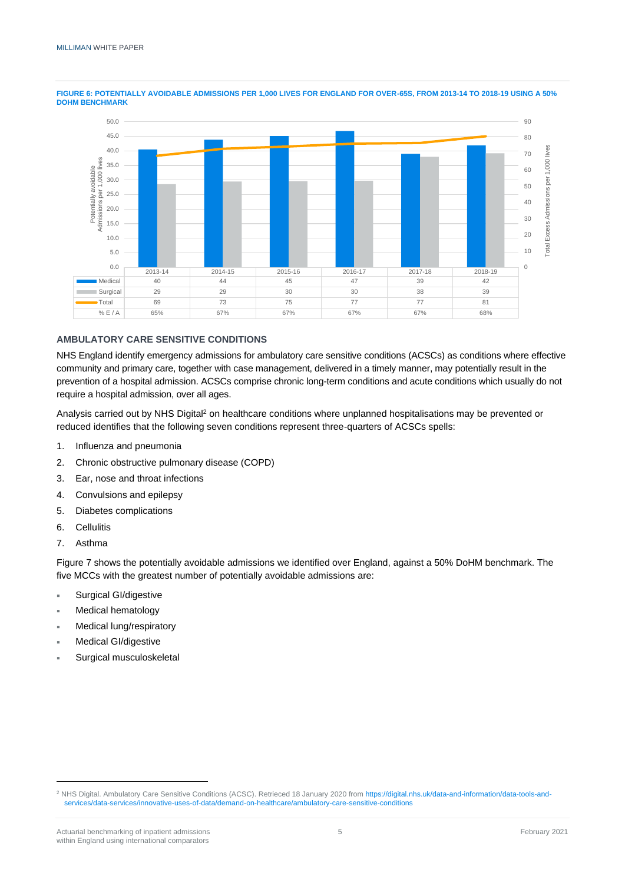**FIGURE 6: POTENTIALLY AVOIDABLE ADMISSIONS PER 1,000 LIVES FOR ENGLAND FOR OVER-65S, FROM 2013-14 TO 2018-19 USING A 50% DOHM BENCHMARK**

| | 2013-14 | 2014-15 | 2015-16 | 2016-17 | 2017-18 | 2018-19 |
|---|---|---|---|---|---|---|
| Medical | 40 | 44 | 45 | 47 | 39 | 42 |
| Surgical | 29 | 29 | 30 | 30 | 38 | 39 |
| Total | 69 | 73 | 75 | 77 | 77 | 81 |
| % E / A | 65% | 67% | 67% | 67% | 67% | 68% |

## AMBULATORY CARE SENSITIVE CONDITIONS

NHS England identify emergency admissions for ambulatory care sensitive conditions (ACSCs) as conditions where effective community and primary care, together with case management, delivered in a timely manner, may potentially result in the prevention of a hospital admission. ACSCs comprise chronic long-term conditions and acute conditions which usually do not require a hospital admission, over all ages.

Analysis carried out by NHS Digital[2] on healthcare conditions where unplanned hospitalisations may be prevented or reduced identifies that the following seven conditions represent three-quarters of ACSCs spells:

1. Influenza and pneumonia
2. Chronic obstructive pulmonary disease (COPD)
3. Ear, nose and throat infections
4. Convulsions and epilepsy
5. Diabetes complications
6. Cellulitis
7. Asthma

Figure 7 shows the potentially avoidable admissions we identified over England, against a 50% DoHM benchmark. The five MCCs with the greatest number of potentially avoidable admissions are:

- Surgical GI/digestive
- Medical hematology
- Medical lung/respiratory
- Medical GI/digestive
- Surgical musculoskeletal

[2] NHS Digital. Ambulatory Care Sensitive Conditions (ACSC). Retrieced 18 January 2020 from https://digital.nhs.uk/data-and-information/data-tools-and-services/data-services/innovative-uses-of-data/demand-on-healthcare/ambulatory-care-sensitive-conditions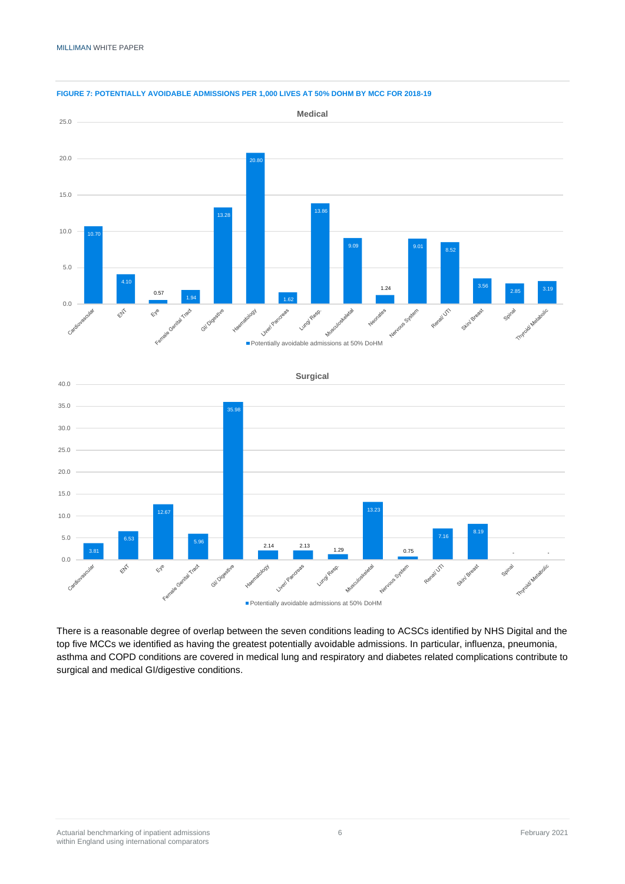**FIGURE 7: POTENTIALLY AVOIDABLE ADMISSIONS PER 1,000 LIVES AT 50% DOHM BY MCC FOR 2018-19**

**Medical**

| MCC | Potentially avoidable admissions at 50% DoHM |
|---|---|
| Cardiovascular | 10.70 |
| ENT | 4.10 |
| Eye | 0.57 |
| Female Genital Tract | 1.94 |
| GI/ Digestive | 13.28 |
| Haematology | 20.80 |
| Liver/ Pancreas | 1.62 |
| Lung/ Resp. | 13.86 |
| Musculoskeletal | 9.09 |
| Neonates | 1.24 |
| Nervous System | 9.01 |
| Renal/ UTI | 8.52 |
| Skin/ Breast | 3.56 |
| Spinal | 2.85 |
| Thyroid/ Metabolic | 3.19 |

**Surgical**

| MCC | Potentially avoidable admissions at 50% DoHM |
|---|---|
| Cardiovascular | 3.81 |
| ENT | 6.53 |
| Eye | 12.67 |
| Female Genital Tract | 5.96 |
| GI/ Digestive | 35.98 |
| Haematology | 2.14 |
| Liver/ Pancreas | 2.13 |
| Lung/ Resp. | 1.29 |
| Musculoskeletal | 13.23 |
| Nervous System | 0.75 |
| Renal/ UTI | 7.16 |
| Skin/ Breast | 8.19 |
| Spinal | - |
| Thyroid/ Metabolic | - |

There is a reasonable degree of overlap between the seven conditions leading to ACSCs identified by NHS Digital and the top five MCCs we identified as having the greatest potentially avoidable admissions. In particular, influenza, pneumonia, asthma and COPD conditions are covered in medical lung and respiratory and diabetes related complications contribute to surgical and medical GI/digestive conditions.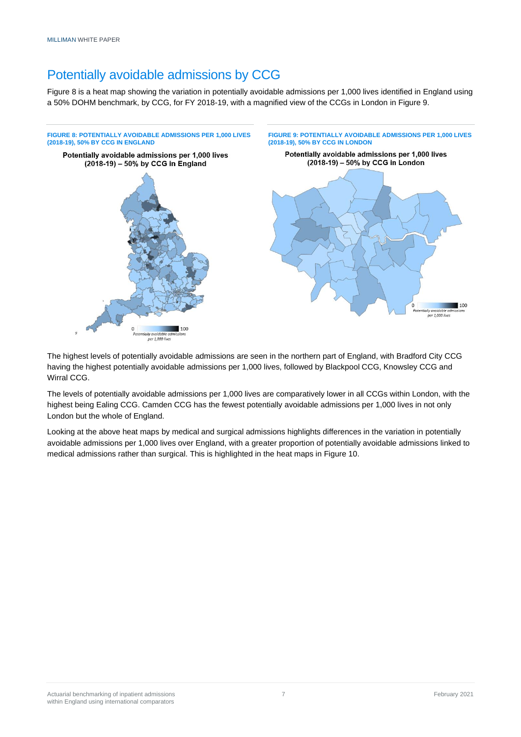## Potentially avoidable admissions by CCG

Figure 8 is a heat map showing the variation in potentially avoidable admissions per 1,000 lives identified in England using a 50% DOHM benchmark, by CCG, for FY 2018-19, with a magnified view of the CCGs in London in Figure 9.

**FIGURE 8: POTENTIALLY AVOIDABLE ADMISSIONS PER 1,000 LIVES (2018-19), 50% BY CCG IN ENGLAND**

**FIGURE 9: POTENTIALLY AVOIDABLE ADMISSIONS PER 1,000 LIVES (2018-19), 50% BY CCG IN LONDON**

The highest levels of potentially avoidable admissions are seen in the northern part of England, with Bradford City CCG having the highest potentially avoidable admissions per 1,000 lives, followed by Blackpool CCG, Knowsley CCG and Wirral CCG.

The levels of potentially avoidable admissions per 1,000 lives are comparatively lower in all CCGs within London, with the highest being Ealing CCG. Camden CCG has the fewest potentially avoidable admissions per 1,000 lives in not only London but the whole of England.

Looking at the above heat maps by medical and surgical admissions highlights differences in the variation in potentially avoidable admissions per 1,000 lives over England, with a greater proportion of potentially avoidable admissions linked to medical admissions rather than surgical. This is highlighted in the heat maps in Figure 10.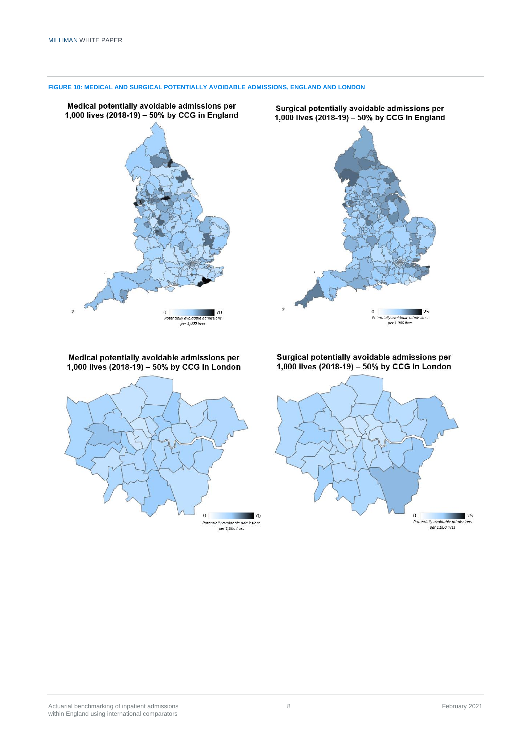**FIGURE 10: MEDICAL AND SURGICAL POTENTIALLY AVOIDABLE ADMISSIONS, ENGLAND AND LONDON**

**Medical potentially avoidable admissions per 1,000 lives (2018-19) – 50% by CCG in England**

0 — 70
*Potentially avoidable admissions per 1,000 lives*

**Surgical potentially avoidable admissions per 1,000 lives (2018-19) – 50% by CCG in England**

0 — 25
*Potentially avoidable admissions per 1,000 lives*

**Medical potentially avoidable admissions per 1,000 lives (2018-19) – 50% by CCG in London**

0 — 70
*Potentially avoidable admissions per 1,000 lives*

**Surgical potentially avoidable admissions per 1,000 lives (2018-19) – 50% by CCG in London**

0 — 25
*Potentially avoidable admissions per 1,000 lives*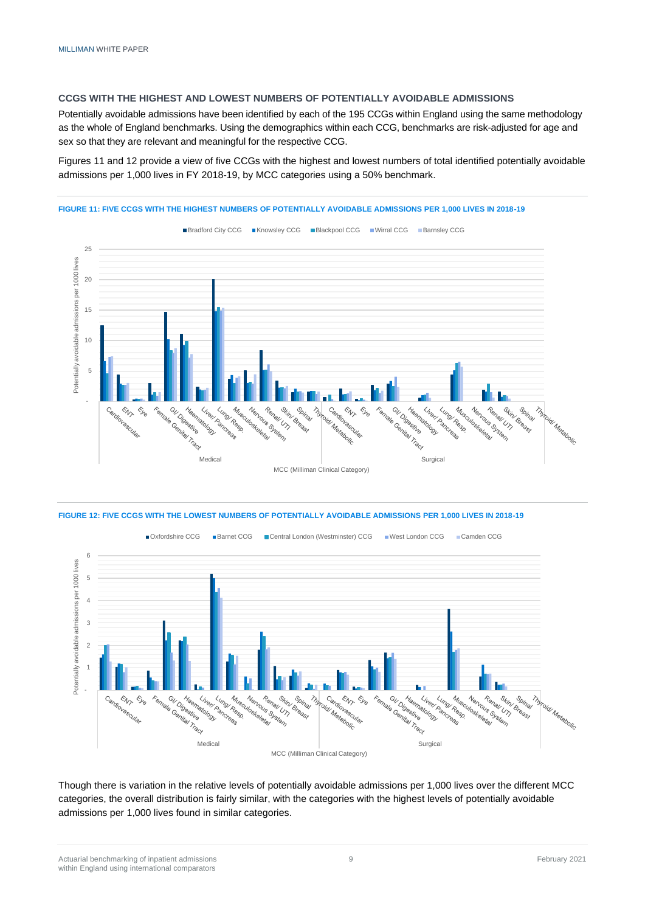### CCGS WITH THE HIGHEST AND LOWEST NUMBERS OF POTENTIALLY AVOIDABLE ADMISSIONS

Potentially avoidable admissions have been identified by each of the 195 CCGs within England using the same methodology as the whole of England benchmarks. Using the demographics within each CCG, benchmarks are risk-adjusted for age and sex so that they are relevant and meaningful for the respective CCG.

Figures 11 and 12 provide a view of five CCGs with the highest and lowest numbers of total identified potentially avoidable admissions per 1,000 lives in FY 2018-19, by MCC categories using a 50% benchmark.

**FIGURE 11: FIVE CCGS WITH THE HIGHEST NUMBERS OF POTENTIALLY AVOIDABLE ADMISSIONS PER 1,000 LIVES IN 2018-19**

**FIGURE 12: FIVE CCGS WITH THE LOWEST NUMBERS OF POTENTIALLY AVOIDABLE ADMISSIONS PER 1,000 LIVES IN 2018-19**

Though there is variation in the relative levels of potentially avoidable admissions per 1,000 lives over the different MCC categories, the overall distribution is fairly similar, with the categories with the highest levels of potentially avoidable admissions per 1,000 lives found in similar categories.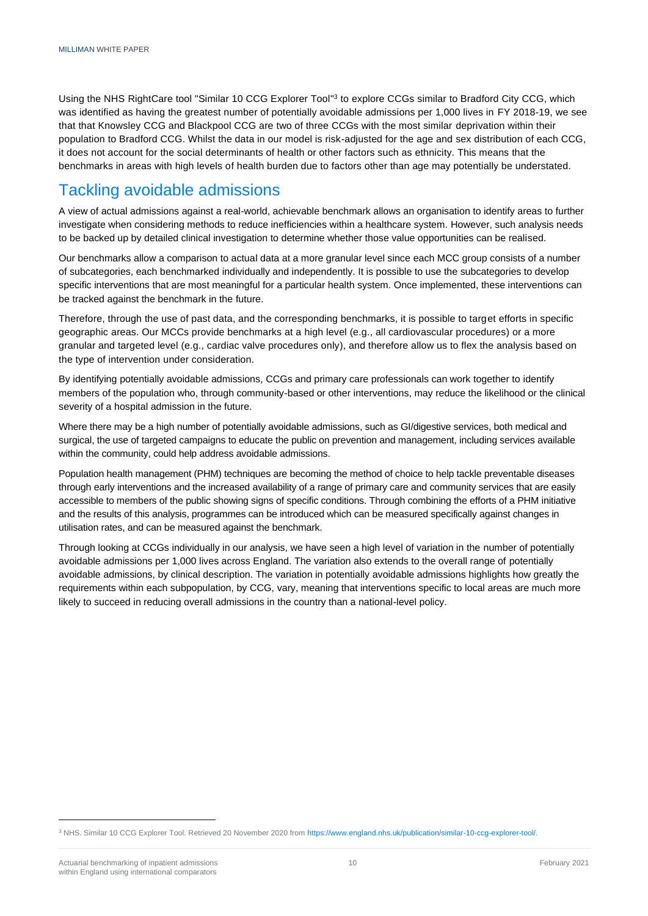Using the NHS RightCare tool "Similar 10 CCG Explorer Tool"[3] to explore CCGs similar to Bradford City CCG, which was identified as having the greatest number of potentially avoidable admissions per 1,000 lives in FY 2018-19, we see that that Knowsley CCG and Blackpool CCG are two of three CCGs with the most similar deprivation within their population to Bradford CCG. Whilst the data in our model is risk-adjusted for the age and sex distribution of each CCG, it does not account for the social determinants of health or other factors such as ethnicity. This means that the benchmarks in areas with high levels of health burden due to factors other than age may potentially be understated.

## Tackling avoidable admissions

A view of actual admissions against a real-world, achievable benchmark allows an organisation to identify areas to further investigate when considering methods to reduce inefficiencies within a healthcare system. However, such analysis needs to be backed up by detailed clinical investigation to determine whether those value opportunities can be realised.

Our benchmarks allow a comparison to actual data at a more granular level since each MCC group consists of a number of subcategories, each benchmarked individually and independently. It is possible to use the subcategories to develop specific interventions that are most meaningful for a particular health system. Once implemented, these interventions can be tracked against the benchmark in the future.

Therefore, through the use of past data, and the corresponding benchmarks, it is possible to target efforts in specific geographic areas. Our MCCs provide benchmarks at a high level (e.g., all cardiovascular procedures) or a more granular and targeted level (e.g., cardiac valve procedures only), and therefore allow us to flex the analysis based on the type of intervention under consideration.

By identifying potentially avoidable admissions, CCGs and primary care professionals can work together to identify members of the population who, through community-based or other interventions, may reduce the likelihood or the clinical severity of a hospital admission in the future.

Where there may be a high number of potentially avoidable admissions, such as GI/digestive services, both medical and surgical, the use of targeted campaigns to educate the public on prevention and management, including services available within the community, could help address avoidable admissions.

Population health management (PHM) techniques are becoming the method of choice to help tackle preventable diseases through early interventions and the increased availability of a range of primary care and community services that are easily accessible to members of the public showing signs of specific conditions. Through combining the efforts of a PHM initiative and the results of this analysis, programmes can be introduced which can be measured specifically against changes in utilisation rates, and can be measured against the benchmark.

Through looking at CCGs individually in our analysis, we have seen a high level of variation in the number of potentially avoidable admissions per 1,000 lives across England. The variation also extends to the overall range of potentially avoidable admissions, by clinical description. The variation in potentially avoidable admissions highlights how greatly the requirements within each subpopulation, by CCG, vary, meaning that interventions specific to local areas are much more likely to succeed in reducing overall admissions in the country than a national-level policy.

[3] NHS. Similar 10 CCG Explorer Tool. Retrieved 20 November 2020 from https://www.england.nhs.uk/publication/similar-10-ccg-explorer-tool/.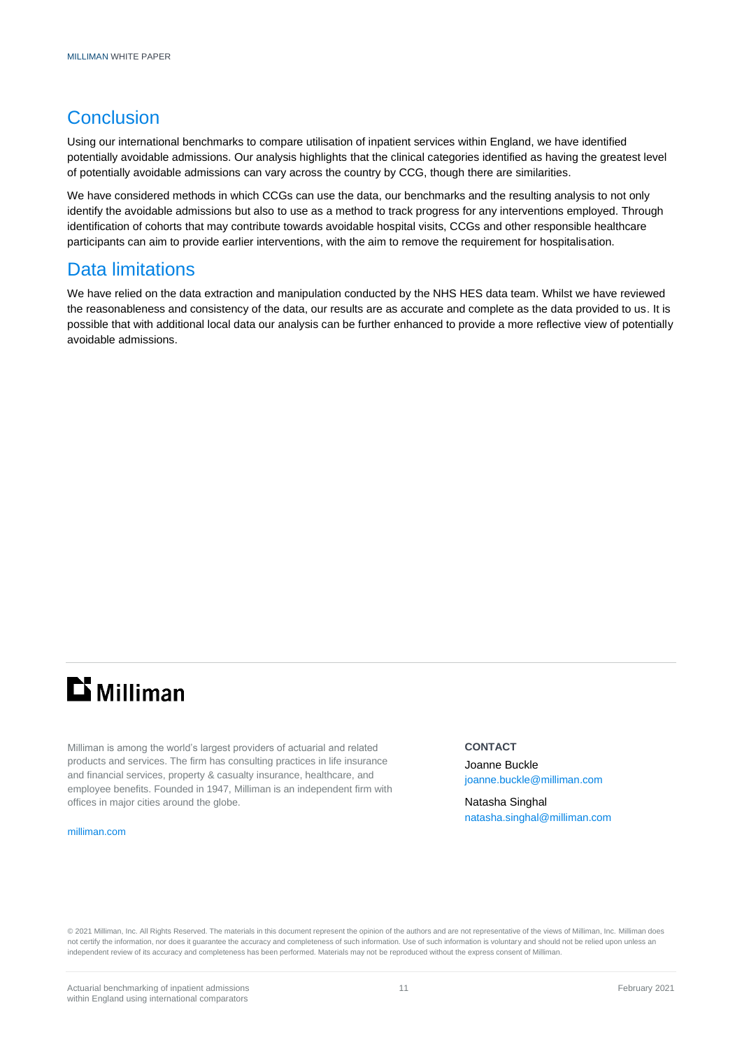## Conclusion

Using our international benchmarks to compare utilisation of inpatient services within England, we have identified potentially avoidable admissions. Our analysis highlights that the clinical categories identified as having the greatest level of potentially avoidable admissions can vary across the country by CCG, though there are similarities.

We have considered methods in which CCGs can use the data, our benchmarks and the resulting analysis to not only identify the avoidable admissions but also to use as a method to track progress for any interventions employed. Through identification of cohorts that may contribute towards avoidable hospital visits, CCGs and other responsible healthcare participants can aim to provide earlier interventions, with the aim to remove the requirement for hospitalisation.

## Data limitations

We have relied on the data extraction and manipulation conducted by the NHS HES data team. Whilst we have reviewed the reasonableness and consistency of the data, our results are as accurate and complete as the data provided to us. It is possible that with additional local data our analysis can be further enhanced to provide a more reflective view of potentially avoidable admissions.

Milliman

Milliman is among the world's largest providers of actuarial and related products and services. The firm has consulting practices in life insurance and financial services, property & casualty insurance, healthcare, and employee benefits. Founded in 1947, Milliman is an independent firm with offices in major cities around the globe.

milliman.com

**CONTACT**

Joanne Buckle
joanne.buckle@milliman.com

Natasha Singhal
natasha.singhal@milliman.com

© 2021 Milliman, Inc. All Rights Reserved. The materials in this document represent the opinion of the authors and are not representative of the views of Milliman, Inc. Milliman does not certify the information, nor does it guarantee the accuracy and completeness of such information. Use of such information is voluntary and should not be relied upon unless an independent review of its accuracy and completeness has been performed. Materials may not be reproduced without the express consent of Milliman.